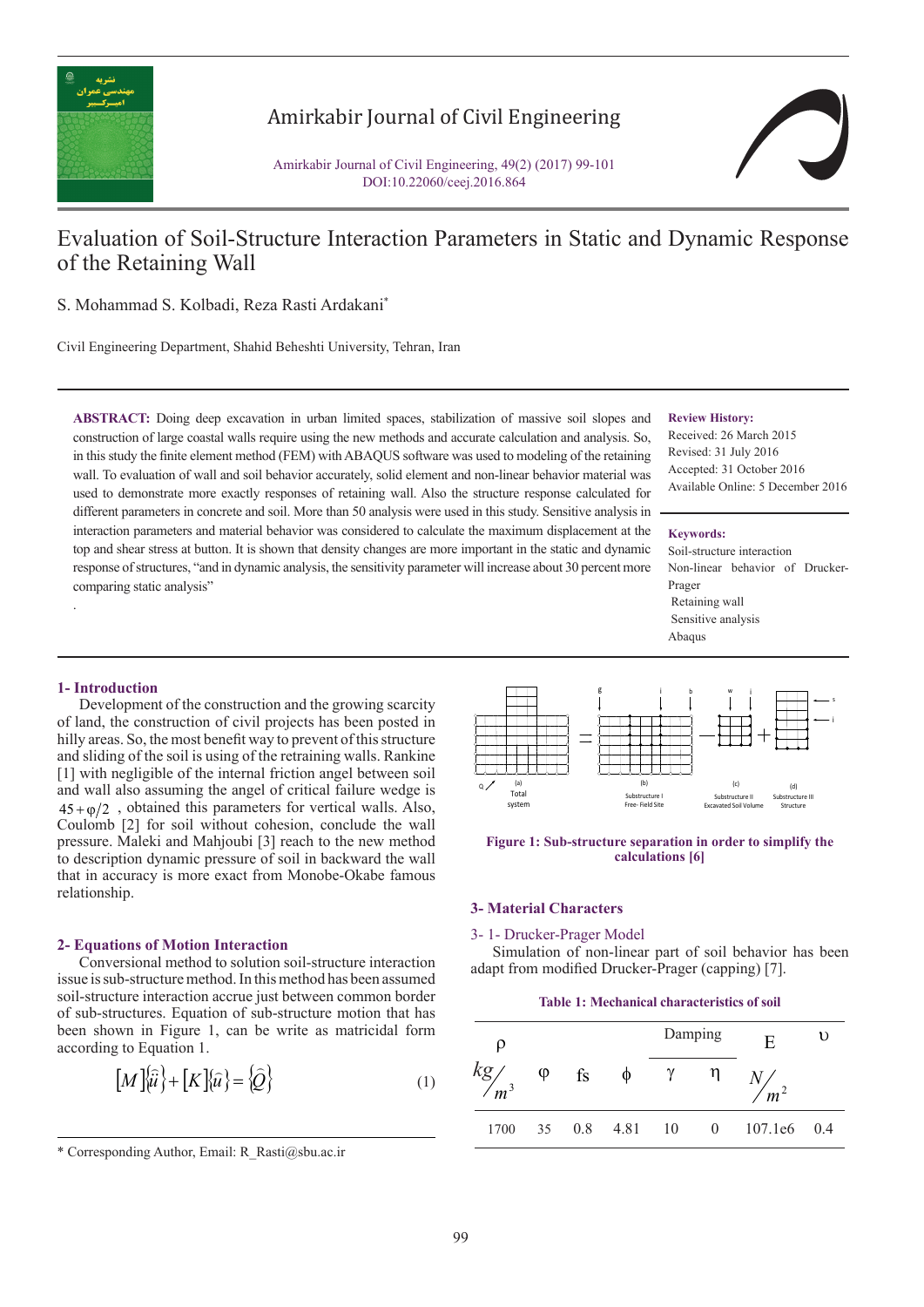# Evaluation of Soil-Structure Interaction Parameters in Static and Dynamic Response of the Retaining Wall

S. Mohammad S. Kolbadi, Reza Rasti Ardakani*

Civil Engineering Department, Shahid Beheshti University, Tehran, Iran

**ABSTRACT:** Doing deep excavation in urban limited spaces, stabilization of massive soil slopes and construction of large coastal walls require using the new methods and accurate calculation and analysis. So, in this study the finite element method (FEM) with ABAQUS software was used to modeling of the retaining wall. To evaluation of wall and soil behavior accurately, solid element and non-linear behavior material was used to demonstrate more exactly responses of retaining wall. Also the structure response calculated for different parameters in concrete and soil. More than 50 analysis were used in this study. Sensitive analysis in interaction parameters and material behavior was considered to calculate the maximum displacement at the top and shear stress at button. It is shown that density changes are more important in the static and dynamic response of structures, "and in dynamic analysis, the sensitivity parameter will increase about 30 percent more comparing static analysis"

**Review History:**

Received: 26 March 2015

Revised: 31 July 2016

Accepted: 31 October 2016

Available Online: 5 December 2016

**Keywords:**

Soil-structure interaction

Non-linear behavior of Drucker-Prager

Retaining wall

Sensitive analysis

Abaqus

## 1- Introduction

Development of the construction and the growing scarcity of land, the construction of civil projects has been posted in hilly areas. So, the most benefit way to prevent of this structure and sliding of the soil is using of the retraining walls. Rankine [1] with negligible of the internal friction angel between soil and wall also assuming the angel of critical failure wedge is $45+\varphi/2$ , obtained this parameters for vertical walls. Also, Coulomb [2] for soil without cohesion, conclude the wall pressure. Maleki and Mahjoubi [3] reach to the new method to description dynamic pressure of soil in backward the wall that in accuracy is more exact from Monobe-Okabe famous relationship.

## 2- Equations of Motion Interaction

Conversional method to solution soil-structure interaction issue is sub-structure method. In this method has been assumed soil-structure interaction accrue just between common border of sub-structures. Equation of sub-structure motion that has been shown in Figure 1, can be write as matricidal form according to Equation 1.

$$[M]\{\hat{\ddot{u}}\}+[K]\{\hat{u}\}=\{\hat{Q}\} \tag{1}$$

Figure 1: Sub-structure separation in order to simplify the calculations [6]

## 3- Material Characters

### 3- 1- Drucker-Prager Model

Simulation of non-linear part of soil behavior has been adapt from modified Drucker-Prager (capping) [7].

Table 1: Mechanical characteristics of soil

| ρ | φ | fs | ϕ | Damping | | E | υ |
|---|---|---|---|---|---|---|---|
| $kg/m^3$ | | | | γ | η | $N/m^2$ | |
| 1700 | 35 | 0.8 | 4.81 | 10 | 0 | 107.1e6 | 0.4 |

* Corresponding Author, Email: R_Rasti@sbu.ac.ir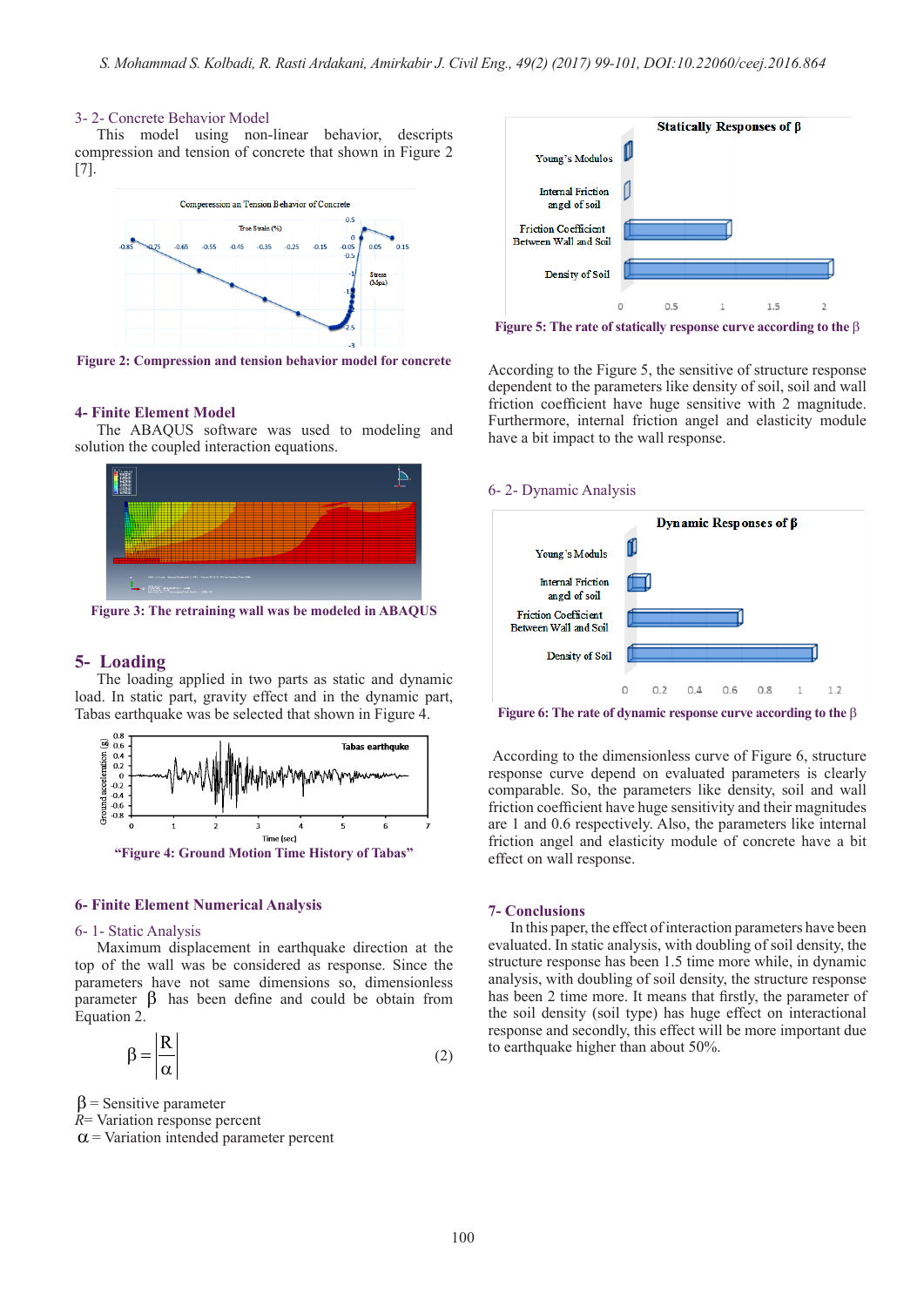### 3- 2- Concrete Behavior Model

This model using non-linear behavior, descripts compression and tension of concrete that shown in Figure 2 [7].

Figure 2: Compression and tension behavior model for concrete

## 4- Finite Element Model

The ABAQUS software was used to modeling and solution the coupled interaction equations.

Figure 3: The retraining wall was be modeled in ABAQUS

## 5- Loading

The loading applied in two parts as static and dynamic load. In static part, gravity effect and in the dynamic part, Tabas earthquake was be selected that shown in Figure 4.

"Figure 4: Ground Motion Time History of Tabas"

## 6- Finite Element Numerical Analysis

### 6- 1- Static Analysis

Maximum displacement in earthquake direction at the top of the wall was be considered as response. Since the parameters have not same dimensions so, dimensionless parameter $\beta$ has been define and could be obtain from Equation 2.

$$\beta = \left|\frac{R}{\alpha}\right| \tag{2}$$

$\beta$ = Sensitive parameter
$R$= Variation response percent
$\alpha$ = Variation intended parameter percent

Figure 5: The rate of statically response curve according to the $\beta$

According to the Figure 5, the sensitive of structure response dependent to the parameters like density of soil, soil and wall friction coefficient have huge sensitive with 2 magnitude. Furthermore, internal friction angel and elasticity module have a bit impact to the wall response.

### 6- 2- Dynamic Analysis

Figure 6: The rate of dynamic response curve according to the $\beta$

According to the dimensionless curve of Figure 6, structure response curve depend on evaluated parameters is clearly comparable. So, the parameters like density, soil and wall friction coefficient have huge sensitivity and their magnitudes are 1 and 0.6 respectively. Also, the parameters like internal friction angel and elasticity module of concrete have a bit effect on wall response.

## 7- Conclusions

In this paper, the effect of interaction parameters have been evaluated. In static analysis, with doubling of soil density, the structure response has been 1.5 time more while, in dynamic analysis, with doubling of soil density, the structure response has been 2 time more. It means that firstly, the parameter of the soil density (soil type) has huge effect on interactional response and secondly, this effect will be more important due to earthquake higher than about 50%.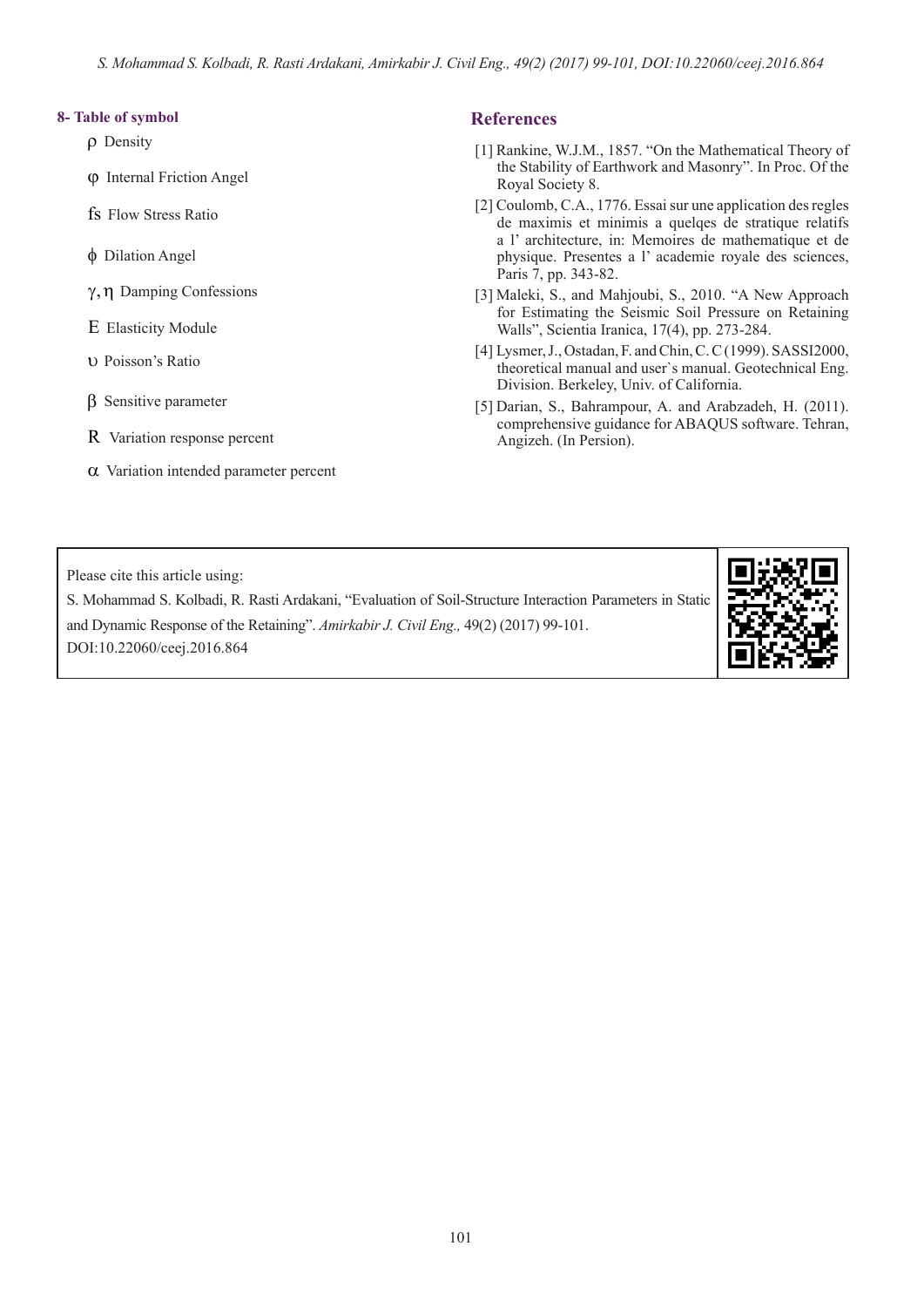### 8- Table of symbol

$\rho$ Density

$\varphi$ Internal Friction Angel

$fs$ Flow Stress Ratio

$\phi$ Dilation Angel

$\gamma, \eta$ Damping Confessions

$E$ Elasticity Module

$\upsilon$ Poisson's Ratio

$\beta$ Sensitive parameter

$R$ Variation response percent

$\alpha$ Variation intended parameter percent

## References

[1] Rankine, W.J.M., 1857. "On the Mathematical Theory of the Stability of Earthwork and Masonry". In Proc. Of the Royal Society 8.

[2] Coulomb, C.A., 1776. Essai sur une application des regles de maximis et minimis a quelqes de stratique relatifs a l' architecture, in: Memoires de mathematique et de physique. Presentes a l' academie royale des sciences, Paris 7, pp. 343-82.

[3] Maleki, S., and Mahjoubi, S., 2010. "A New Approach for Estimating the Seismic Soil Pressure on Retaining Walls", Scientia Iranica, 17(4), pp. 273-284.

[4] Lysmer, J., Ostadan, F. and Chin, C. C (1999). SASSI2000, theoretical manual and user`s manual. Geotechnical Eng. Division. Berkeley, Univ. of California.

[5] Darian, S., Bahrampour, A. and Arabzadeh, H. (2011). comprehensive guidance for ABAQUS software. Tehran, Angizeh. (In Persion).

Please cite this article using:

S. Mohammad S. Kolbadi, R. Rasti Ardakani, "Evaluation of Soil-Structure Interaction Parameters in Static and Dynamic Response of the Retaining". *Amirkabir J. Civil Eng.,* 49(2) (2017) 99-101.
DOI:10.22060/ceej.2016.864